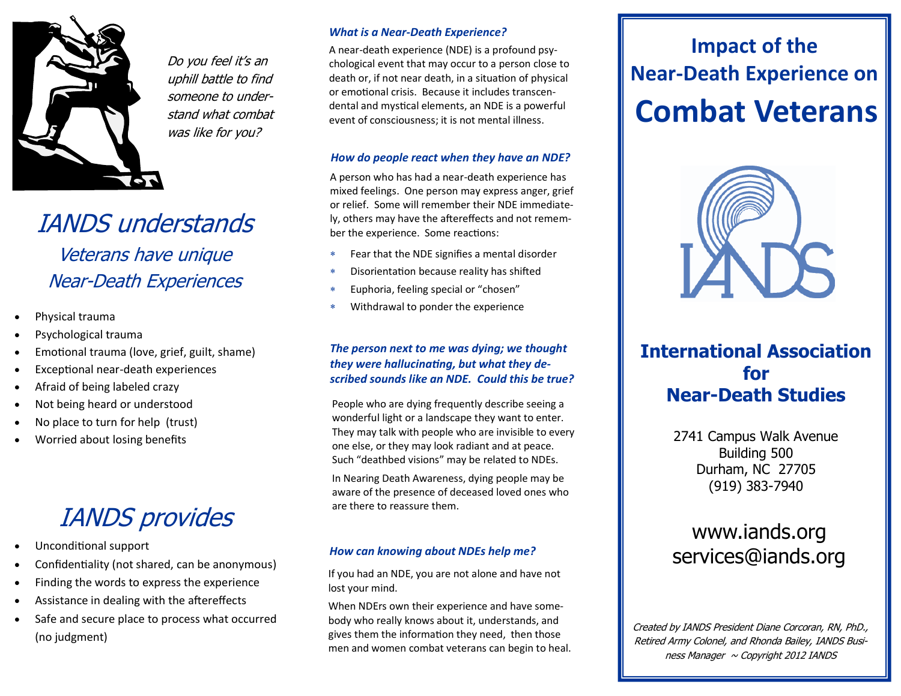*Do you feel it's an uphill battle to find someone to understand what combat was like for you?*

# *IANDS understands*

## *Veterans have unique Near-Death Experiences*

- Physical trauma
- Psychological trauma
- Emotional trauma (love, grief, guilt, shame)
- Exceptional near-death experiences
- Afraid of being labeled crazy
- Not being heard or understood
- No place to turn for help (trust)
- Worried about losing benefits

# *IANDS provides*

- Unconditional support
- Confidentiality (not shared, can be anonymous)
- Finding the words to express the experience
- Assistance in dealing with the aftereffects
- Safe and secure place to process what occurred (no judgment)

### *What is a Near-Death Experience?*

A near-death experience (NDE) is a profound psychological event that may occur to a person close to death or, if not near death, in a situation of physical or emotional crisis. Because it includes transcendental and mystical elements, an NDE is a powerful event of consciousness; it is not mental illness.

### *How do people react when they have an NDE?*

A person who has had a near-death experience has mixed feelings. One person may express anger, grief or relief. Some will remember their NDE immediately, others may have the aftereffects and not remember the experience. Some reactions:

- Fear that the NDE signifies a mental disorder
- Disorientation because reality has shifted
- Euphoria, feeling special or "chosen"
- Withdrawal to ponder the experience

### *The person next to me was dying; we thought they were hallucinating, but what they described sounds like an NDE. Could this be true?*

People who are dying frequently describe seeing a wonderful light or a landscape they want to enter. They may talk with people who are invisible to every one else, or they may look radiant and at peace. Such "deathbed visions" may be related to NDEs.

In Nearing Death Awareness, dying people may be aware of the presence of deceased loved ones who are there to reassure them.

### *How can knowing about NDEs help me?*

If you had an NDE, you are not alone and have not lost your mind.

When NDErs own their experience and have somebody who really knows about it, understands, and gives them the information they need, then those men and women combat veterans can begin to heal.

# Impact of the Near-Death Experience on Combat Veterans

IANDS

## International Association for Near-Death Studies

2741 Campus Walk Avenue
Building 500
Durham, NC 27705
(919) 383-7940

www.iands.org
services@iands.org

*Created by IANDS President Diane Corcoran, RN, PhD., Retired Army Colonel, and Rhonda Bailey, IANDS Business Manager ~ Copyright 2012 IANDS*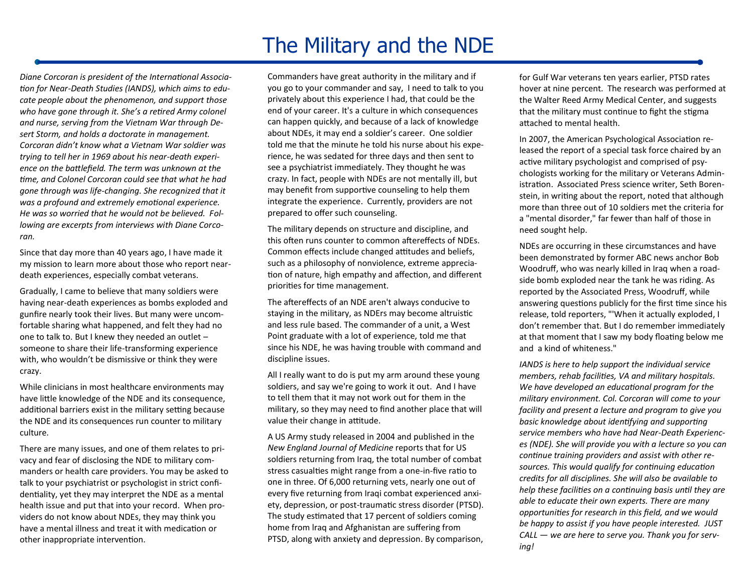# The Military and the NDE

*Diane Corcoran is president of the International Association for Near-Death Studies (IANDS), which aims to educate people about the phenomenon, and support those who have gone through it. She's a retired Army colonel and nurse, serving from the Vietnam War through Desert Storm, and holds a doctorate in management. Corcoran didn't know what a Vietnam War soldier was trying to tell her in 1969 about his near-death experience on the battlefield. The term was unknown at the time, and Colonel Corcoran could see that what he had gone through was life-changing. She recognized that it was a profound and extremely emotional experience. He was so worried that he would not be believed. Following are excerpts from interviews with Diane Corcoran.*

Since that day more than 40 years ago, I have made it my mission to learn more about those who report near-death experiences, especially combat veterans.

Gradually, I came to believe that many soldiers were having near-death experiences as bombs exploded and gunfire nearly took their lives. But many were uncomfortable sharing what happened, and felt they had no one to talk to. But I knew they needed an outlet – someone to share their life-transforming experience with, who wouldn't be dismissive or think they were crazy.

While clinicians in most healthcare environments may have little knowledge of the NDE and its consequence, additional barriers exist in the military setting because the NDE and its consequences run counter to military culture.

There are many issues, and one of them relates to privacy and fear of disclosing the NDE to military commanders or health care providers. You may be asked to talk to your psychiatrist or psychologist in strict confidentiality, yet they may interpret the NDE as a mental health issue and put that into your record. When providers do not know about NDEs, they may think you have a mental illness and treat it with medication or other inappropriate intervention.

Commanders have great authority in the military and if you go to your commander and say, I need to talk to you privately about this experience I had, that could be the end of your career. It's a culture in which consequences can happen quickly, and because of a lack of knowledge about NDEs, it may end a soldier's career. One soldier told me that the minute he told his nurse about his experience, he was sedated for three days and then sent to see a psychiatrist immediately. They thought he was crazy. In fact, people with NDEs are not mentally ill, but may benefit from supportive counseling to help them integrate the experience. Currently, providers are not prepared to offer such counseling.

The military depends on structure and discipline, and this often runs counter to common aftereffects of NDEs. Common effects include changed attitudes and beliefs, such as a philosophy of nonviolence, extreme appreciation of nature, high empathy and affection, and different priorities for time management.

The aftereffects of an NDE aren't always conducive to staying in the military, as NDErs may become altruistic and less rule based. The commander of a unit, a West Point graduate with a lot of experience, told me that since his NDE, he was having trouble with command and discipline issues.

All I really want to do is put my arm around these young soldiers, and say we're going to work it out. And I have to tell them that it may not work out for them in the military, so they may need to find another place that will value their change in attitude.

A US Army study released in 2004 and published in the *New England Journal of Medicine* reports that for US soldiers returning from Iraq, the total number of combat stress casualties might range from a one-in-five ratio to one in three. Of 6,000 returning vets, nearly one out of every five returning from Iraqi combat experienced anxiety, depression, or post-traumatic stress disorder (PTSD). The study estimated that 17 percent of soldiers coming home from Iraq and Afghanistan are suffering from PTSD, along with anxiety and depression. By comparison, for Gulf War veterans ten years earlier, PTSD rates hover at nine percent. The research was performed at the Walter Reed Army Medical Center, and suggests that the military must continue to fight the stigma attached to mental health.

In 2007, the American Psychological Association released the report of a special task force chaired by an active military psychologist and comprised of psychologists working for the military or Veterans Administration. Associated Press science writer, Seth Borenstein, in writing about the report, noted that although more than three out of 10 soldiers met the criteria for a "mental disorder," far fewer than half of those in need sought help.

NDEs are occurring in these circumstances and have been demonstrated by former ABC news anchor Bob Woodruff, who was nearly killed in Iraq when a roadside bomb exploded near the tank he was riding. As reported by the Associated Press, Woodruff, while answering questions publicly for the first time since his release, told reporters, "'When it actually exploded, I don't remember that. But I do remember immediately at that moment that I saw my body floating below me and a kind of whiteness."

*IANDS is here to help support the individual service members, rehab facilities, VA and military hospitals. We have developed an educational program for the military environment. Col. Corcoran will come to your facility and present a lecture and program to give you basic knowledge about identifying and supporting service members who have had Near-Death Experiences (NDE). She will provide you with a lecture so you can continue training providers and assist with other resources. This would qualify for continuing education credits for all disciplines. She will also be available to help these facilities on a continuing basis until they are able to educate their own experts. There are many opportunities for research in this field, and we would be happy to assist if you have people interested. JUST CALL — we are here to serve you. Thank you for serving!*